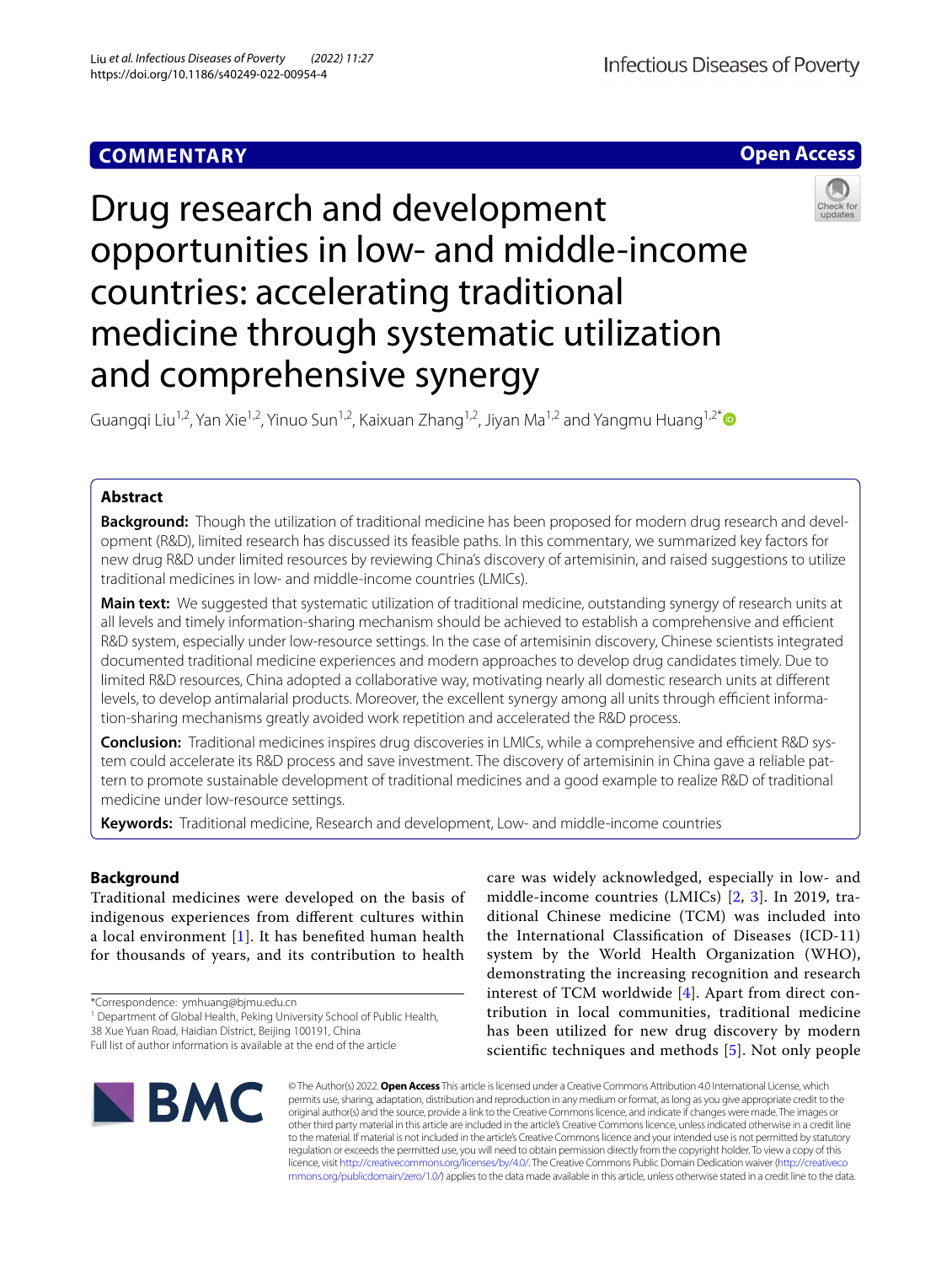**COMMENTARY**

**Open Access**

# Drug research and development opportunities in low- and middle-income countries: accelerating traditional medicine through systematic utilization and comprehensive synergy

Guangqi Liu[1,2], Yan Xie[1,2], Yinuo Sun[1,2], Kaixuan Zhang[1,2], Jiyan Ma[1,2] and Yangmu Huang[1,2*]

## Abstract

**Background:** Though the utilization of traditional medicine has been proposed for modern drug research and development (R&D), limited research has discussed its feasible paths. In this commentary, we summarized key factors for new drug R&D under limited resources by reviewing China's discovery of artemisinin, and raised suggestions to utilize traditional medicines in low- and middle-income countries (LMICs).

**Main text:** We suggested that systematic utilization of traditional medicine, outstanding synergy of research units at all levels and timely information-sharing mechanism should be achieved to establish a comprehensive and efficient R&D system, especially under low-resource settings. In the case of artemisinin discovery, Chinese scientists integrated documented traditional medicine experiences and modern approaches to develop drug candidates timely. Due to limited R&D resources, China adopted a collaborative way, motivating nearly all domestic research units at different levels, to develop antimalarial products. Moreover, the excellent synergy among all units through efficient information-sharing mechanisms greatly avoided work repetition and accelerated the R&D process.

**Conclusion:** Traditional medicines inspires drug discoveries in LMICs, while a comprehensive and efficient R&D system could accelerate its R&D process and save investment. The discovery of artemisinin in China gave a reliable pattern to promote sustainable development of traditional medicines and a good example to realize R&D of traditional medicine under low-resource settings.

**Keywords:** Traditional medicine, Research and development, Low- and middle-income countries

## Background

Traditional medicines were developed on the basis of indigenous experiences from different cultures within a local environment [1]. It has benefited human health for thousands of years, and its contribution to health care was widely acknowledged, especially in low- and middle-income countries (LMICs) [2, 3]. In 2019, traditional Chinese medicine (TCM) was included into the International Classification of Diseases (ICD-11) system by the World Health Organization (WHO), demonstrating the increasing recognition and research interest of TCM worldwide [4]. Apart from direct contribution in local communities, traditional medicine has been utilized for new drug discovery by modern scientific techniques and methods [5]. Not only people

*Correspondence: ymhuang@bjmu.edu.cn

[1] Department of Global Health, Peking University School of Public Health, 38 Xue Yuan Road, Haidian District, Beijing 100191, China

Full list of author information is available at the end of the article

© The Author(s) 2022. **Open Access** This article is licensed under a Creative Commons Attribution 4.0 International License, which permits use, sharing, adaptation, distribution and reproduction in any medium or format, as long as you give appropriate credit to the original author(s) and the source, provide a link to the Creative Commons licence, and indicate if changes were made. The images or other third party material in this article are included in the article's Creative Commons licence, unless indicated otherwise in a credit line to the material. If material is not included in the article's Creative Commons licence and your intended use is not permitted by statutory regulation or exceeds the permitted use, you will need to obtain permission directly from the copyright holder. To view a copy of this licence, visit http://creativecommons.org/licenses/by/4.0/. The Creative Commons Public Domain Dedication waiver (http://creativecommons.org/publicdomain/zero/1.0/) applies to the data made available in this article, unless otherwise stated in a credit line to the data.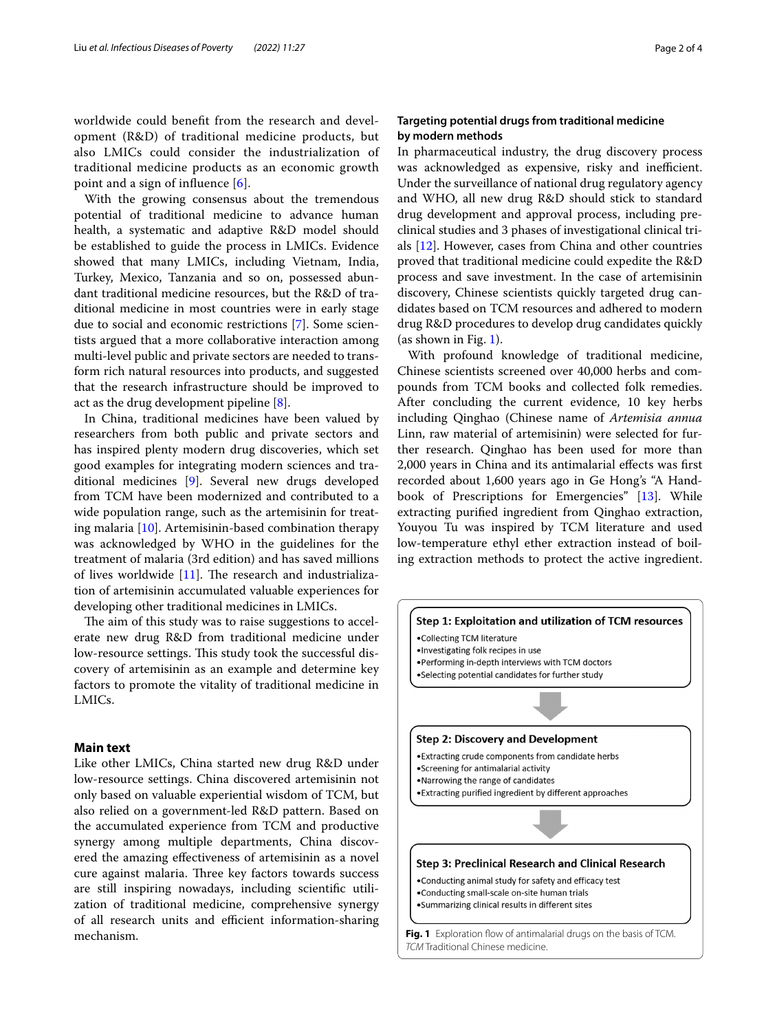worldwide could benefit from the research and development (R&D) of traditional medicine products, but also LMICs could consider the industrialization of traditional medicine products as an economic growth point and a sign of influence [6].

With the growing consensus about the tremendous potential of traditional medicine to advance human health, a systematic and adaptive R&D model should be established to guide the process in LMICs. Evidence showed that many LMICs, including Vietnam, India, Turkey, Mexico, Tanzania and so on, possessed abundant traditional medicine resources, but the R&D of traditional medicine in most countries were in early stage due to social and economic restrictions [7]. Some scientists argued that a more collaborative interaction among multi-level public and private sectors are needed to transform rich natural resources into products, and suggested that the research infrastructure should be improved to act as the drug development pipeline [8].

In China, traditional medicines have been valued by researchers from both public and private sectors and has inspired plenty modern drug discoveries, which set good examples for integrating modern sciences and traditional medicines [9]. Several new drugs developed from TCM have been modernized and contributed to a wide population range, such as the artemisinin for treating malaria [10]. Artemisinin-based combination therapy was acknowledged by WHO in the guidelines for the treatment of malaria (3rd edition) and has saved millions of lives worldwide [11]. The research and industrialization of artemisinin accumulated valuable experiences for developing other traditional medicines in LMICs.

The aim of this study was to raise suggestions to accelerate new drug R&D from traditional medicine under low-resource settings. This study took the successful discovery of artemisinin as an example and determine key factors to promote the vitality of traditional medicine in LMICs.

## Main text

Like other LMICs, China started new drug R&D under low-resource settings. China discovered artemisinin not only based on valuable experiential wisdom of TCM, but also relied on a government-led R&D pattern. Based on the accumulated experience from TCM and productive synergy among multiple departments, China discovered the amazing effectiveness of artemisinin as a novel cure against malaria. Three key factors towards success are still inspiring nowadays, including scientific utilization of traditional medicine, comprehensive synergy of all research units and efficient information-sharing mechanism.

### Targeting potential drugs from traditional medicine by modern methods

In pharmaceutical industry, the drug discovery process was acknowledged as expensive, risky and inefficient. Under the surveillance of national drug regulatory agency and WHO, all new drug R&D should stick to standard drug development and approval process, including preclinical studies and 3 phases of investigational clinical trials [12]. However, cases from China and other countries proved that traditional medicine could expedite the R&D process and save investment. In the case of artemisinin discovery, Chinese scientists quickly targeted drug candidates based on TCM resources and adhered to modern drug R&D procedures to develop drug candidates quickly (as shown in Fig. 1).

With profound knowledge of traditional medicine, Chinese scientists screened over 40,000 herbs and compounds from TCM books and collected folk remedies. After concluding the current evidence, 10 key herbs including Qinghao (Chinese name of *Artemisia annua* Linn, raw material of artemisinin) were selected for further research. Qinghao has been used for more than 2,000 years in China and its antimalarial effects was first recorded about 1,600 years ago in Ge Hong's "A Handbook of Prescriptions for Emergencies" [13]. While extracting purified ingredient from Qinghao extraction, Youyou Tu was inspired by TCM literature and used low-temperature ethyl ether extraction instead of boiling extraction methods to protect the active ingredient.

**Step 1: Exploitation and utilization of TCM resources**
- Collecting TCM literature
- Investigating folk recipes in use
- Performing in-depth interviews with TCM doctors
- Selecting potential candidates for further study

**Step 2: Discovery and Development**
- Extracting crude components from candidate herbs
- Screening for antimalarial activity
- Narrowing the range of candidates
- Extracting purified ingredient by different approaches

**Step 3: Preclinical Research and Clinical Research**
- Conducting animal study for safety and efficacy test
- Conducting small-scale on-site human trials
- Summarizing clinical results in different sites

**Fig. 1** Exploration flow of antimalarial drugs on the basis of TCM. *TCM* Traditional Chinese medicine.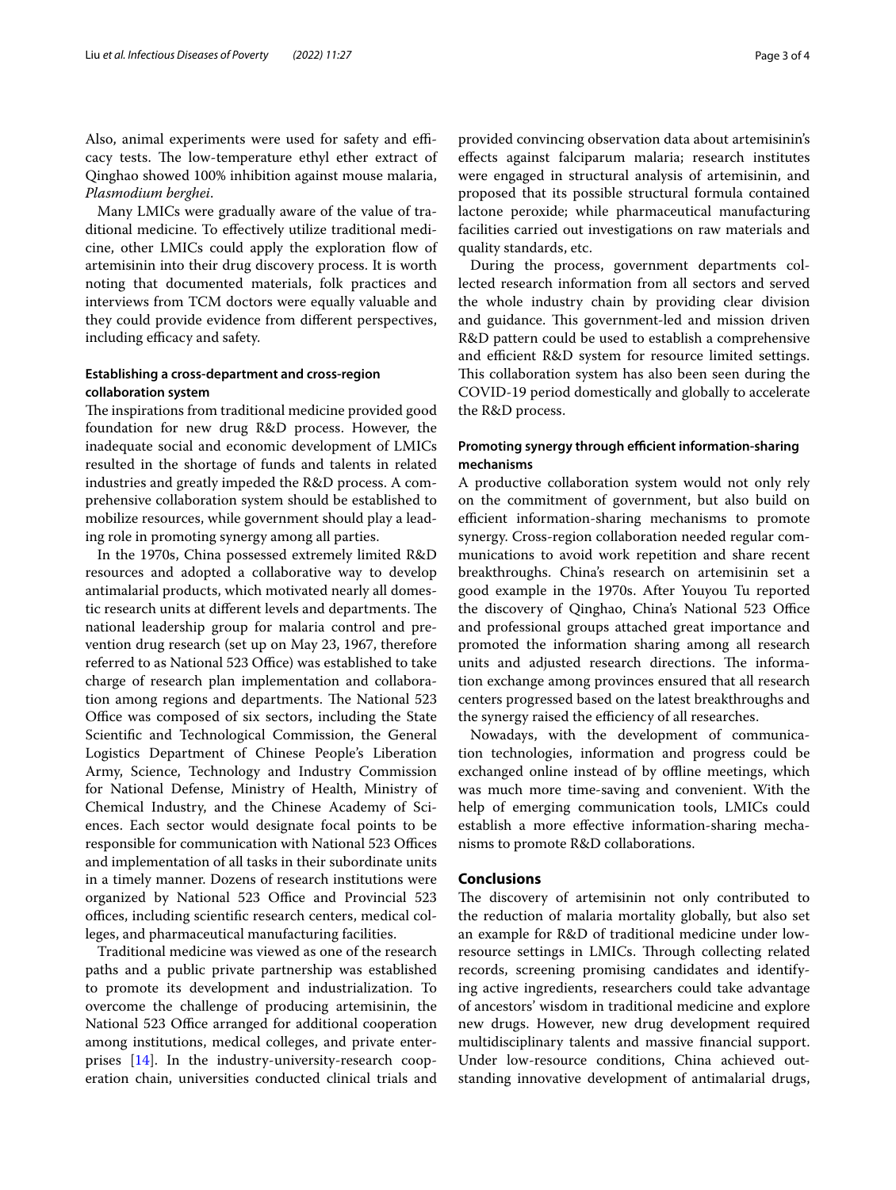Also, animal experiments were used for safety and efficacy tests. The low-temperature ethyl ether extract of Qinghao showed 100% inhibition against mouse malaria, *Plasmodium berghei*.

Many LMICs were gradually aware of the value of traditional medicine. To effectively utilize traditional medicine, other LMICs could apply the exploration flow of artemisinin into their drug discovery process. It is worth noting that documented materials, folk practices and interviews from TCM doctors were equally valuable and they could provide evidence from different perspectives, including efficacy and safety.

### Establishing a cross-department and cross-region collaboration system

The inspirations from traditional medicine provided good foundation for new drug R&D process. However, the inadequate social and economic development of LMICs resulted in the shortage of funds and talents in related industries and greatly impeded the R&D process. A comprehensive collaboration system should be established to mobilize resources, while government should play a leading role in promoting synergy among all parties.

In the 1970s, China possessed extremely limited R&D resources and adopted a collaborative way to develop antimalarial products, which motivated nearly all domestic research units at different levels and departments. The national leadership group for malaria control and prevention drug research (set up on May 23, 1967, therefore referred to as National 523 Office) was established to take charge of research plan implementation and collaboration among regions and departments. The National 523 Office was composed of six sectors, including the State Scientific and Technological Commission, the General Logistics Department of Chinese People's Liberation Army, Science, Technology and Industry Commission for National Defense, Ministry of Health, Ministry of Chemical Industry, and the Chinese Academy of Sciences. Each sector would designate focal points to be responsible for communication with National 523 Offices and implementation of all tasks in their subordinate units in a timely manner. Dozens of research institutions were organized by National 523 Office and Provincial 523 offices, including scientific research centers, medical colleges, and pharmaceutical manufacturing facilities.

Traditional medicine was viewed as one of the research paths and a public private partnership was established to promote its development and industrialization. To overcome the challenge of producing artemisinin, the National 523 Office arranged for additional cooperation among institutions, medical colleges, and private enterprises [14]. In the industry-university-research cooperation chain, universities conducted clinical trials and provided convincing observation data about artemisinin's effects against falciparum malaria; research institutes were engaged in structural analysis of artemisinin, and proposed that its possible structural formula contained lactone peroxide; while pharmaceutical manufacturing facilities carried out investigations on raw materials and quality standards, etc.

During the process, government departments collected research information from all sectors and served the whole industry chain by providing clear division and guidance. This government-led and mission driven R&D pattern could be used to establish a comprehensive and efficient R&D system for resource limited settings. This collaboration system has also been seen during the COVID-19 period domestically and globally to accelerate the R&D process.

### Promoting synergy through efficient information-sharing mechanisms

A productive collaboration system would not only rely on the commitment of government, but also build on efficient information-sharing mechanisms to promote synergy. Cross-region collaboration needed regular communications to avoid work repetition and share recent breakthroughs. China's research on artemisinin set a good example in the 1970s. After Youyou Tu reported the discovery of Qinghao, China's National 523 Office and professional groups attached great importance and promoted the information sharing among all research units and adjusted research directions. The information exchange among provinces ensured that all research centers progressed based on the latest breakthroughs and the synergy raised the efficiency of all researches.

Nowadays, with the development of communication technologies, information and progress could be exchanged online instead of by offline meetings, which was much more time-saving and convenient. With the help of emerging communication tools, LMICs could establish a more effective information-sharing mechanisms to promote R&D collaborations.

## Conclusions

The discovery of artemisinin not only contributed to the reduction of malaria mortality globally, but also set an example for R&D of traditional medicine under low-resource settings in LMICs. Through collecting related records, screening promising candidates and identifying active ingredients, researchers could take advantage of ancestors' wisdom in traditional medicine and explore new drugs. However, new drug development required multidisciplinary talents and massive financial support. Under low-resource conditions, China achieved outstanding innovative development of antimalarial drugs,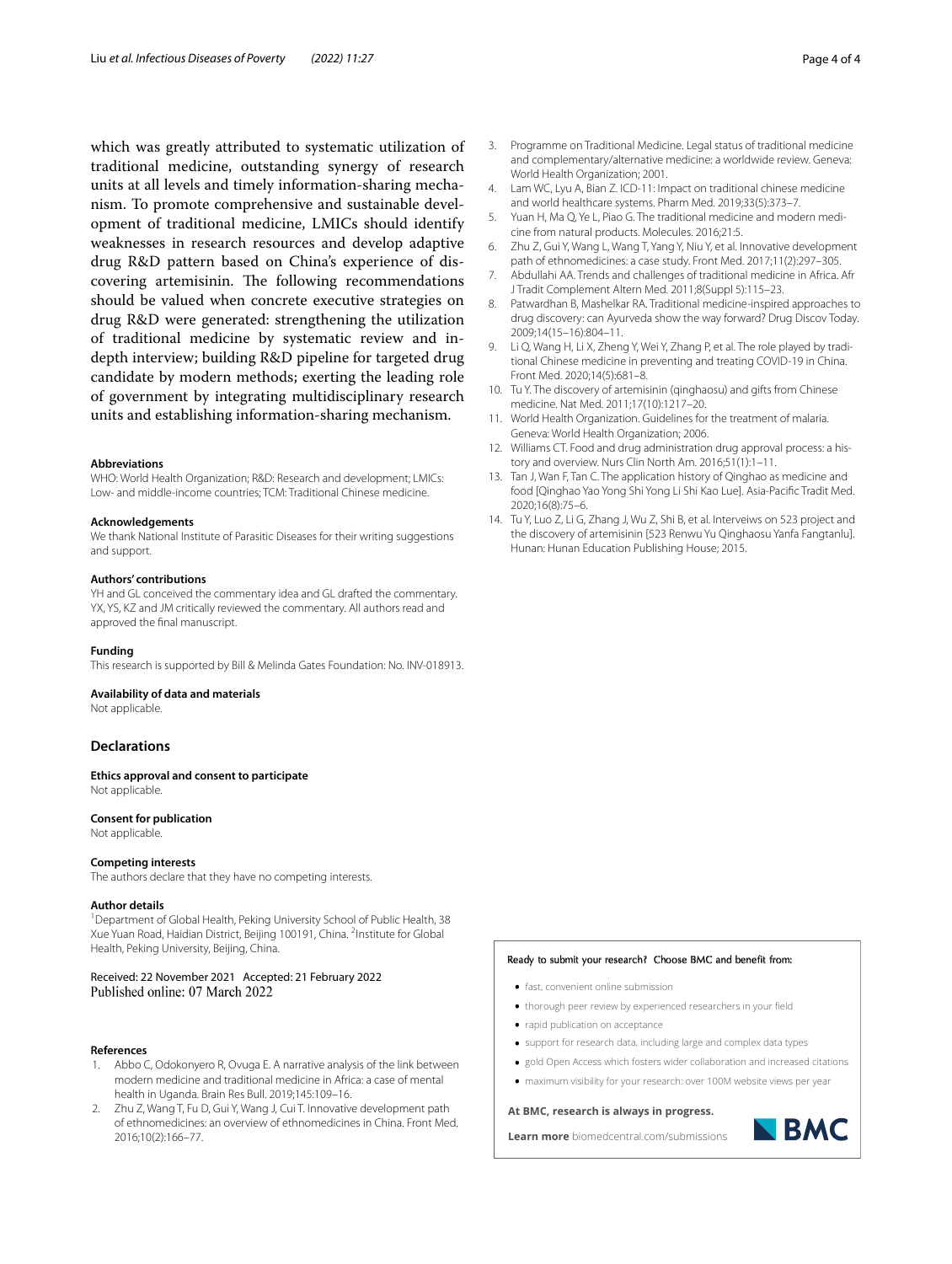which was greatly attributed to systematic utilization of traditional medicine, outstanding synergy of research units at all levels and timely information-sharing mechanism. To promote comprehensive and sustainable development of traditional medicine, LMICs should identify weaknesses in research resources and develop adaptive drug R&D pattern based on China's experience of discovering artemisinin. The following recommendations should be valued when concrete executive strategies on drug R&D were generated: strengthening the utilization of traditional medicine by systematic review and in-depth interview; building R&D pipeline for targeted drug candidate by modern methods; exerting the leading role of government by integrating multidisciplinary research units and establishing information-sharing mechanism.

**Abbreviations**

WHO: World Health Organization; R&D: Research and development; LMICs: Low- and middle-income countries; TCM: Traditional Chinese medicine.

**Acknowledgements**

We thank National Institute of Parasitic Diseases for their writing suggestions and support.

**Authors' contributions**

YH and GL conceived the commentary idea and GL drafted the commentary. YX, YS, KZ and JM critically reviewed the commentary. All authors read and approved the final manuscript.

**Funding**

This research is supported by Bill & Melinda Gates Foundation: No. INV-018913.

**Availability of data and materials**

Not applicable.

## Declarations

**Ethics approval and consent to participate**

Not applicable.

**Consent for publication**

Not applicable.

**Competing interests**

The authors declare that they have no competing interests.

**Author details**

[1]Department of Global Health, Peking University School of Public Health, 38 Xue Yuan Road, Haidian District, Beijing 100191, China. [2]Institute for Global Health, Peking University, Beijing, China.

Received: 22 November 2021 Accepted: 21 February 2022
Published online: 07 March 2022

**References**

1. Abbo C, Odokonyero R, Ovuga E. A narrative analysis of the link between modern medicine and traditional medicine in Africa: a case of mental health in Uganda. Brain Res Bull. 2019;145:109–16.
2. Zhu Z, Wang T, Fu D, Gui Y, Wang J, Cui T. Innovative development path of ethnomedicines: an overview of ethnomedicines in China. Front Med. 2016;10(2):166–77.
3. Programme on Traditional Medicine. Legal status of traditional medicine and complementary/alternative medicine: a worldwide review. Geneva: World Health Organization; 2001.
4. Lam WC, Lyu A, Bian Z. ICD-11: Impact on traditional chinese medicine and world healthcare systems. Pharm Med. 2019;33(5):373–7.
5. Yuan H, Ma Q, Ye L, Piao G. The traditional medicine and modern medicine from natural products. Molecules. 2016;21:5.
6. Zhu Z, Gui Y, Wang L, Wang T, Yang Y, Niu Y, et al. Innovative development path of ethnomedicines: a case study. Front Med. 2017;11(2):297–305.
7. Abdullahi AA. Trends and challenges of traditional medicine in Africa. Afr J Tradit Complement Altern Med. 2011;8(Suppl 5):115–23.
8. Patwardhan B, Mashelkar RA. Traditional medicine-inspired approaches to drug discovery: can Ayurveda show the way forward? Drug Discov Today. 2009;14(15–16):804–11.
9. Li Q, Wang H, Li X, Zheng Y, Wei Y, Zhang P, et al. The role played by traditional Chinese medicine in preventing and treating COVID-19 in China. Front Med. 2020;14(5):681–8.
10. Tu Y. The discovery of artemisinin (qinghaosu) and gifts from Chinese medicine. Nat Med. 2011;17(10):1217–20.
11. World Health Organization. Guidelines for the treatment of malaria. Geneva: World Health Organization; 2006.
12. Williams CT. Food and drug administration drug approval process: a history and overview. Nurs Clin North Am. 2016;51(1):1–11.
13. Tan J, Wan F, Tan C. The application history of Qinghao as medicine and food [Qinghao Yao Yong Shi Yong Li Shi Kao Lue]. Asia-Pacific Tradit Med. 2020;16(8):75–6.
14. Tu Y, Luo Z, Li G, Zhang J, Wu Z, Shi B, et al. Interveiws on 523 project and the discovery of artemisinin [523 Renwu Yu Qinghaosu Yanfa Fangtanlu]. Hunan: Hunan Education Publishing House; 2015.